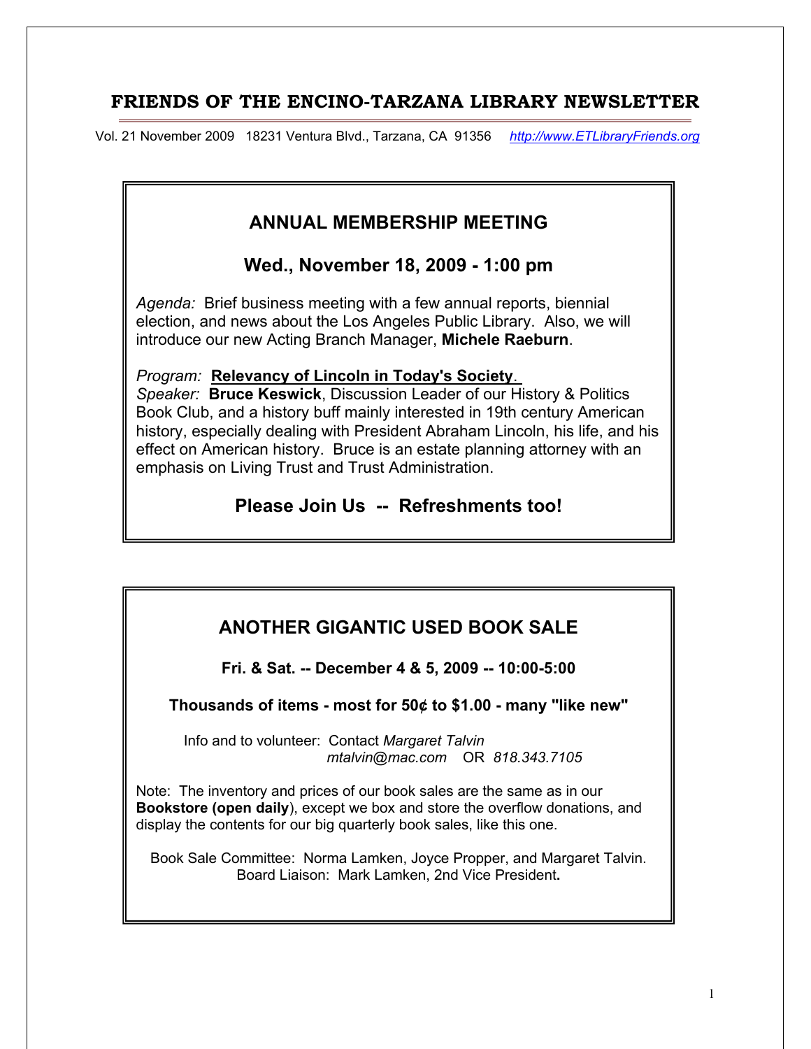# FRIENDS OF THE ENCINO-TARZANA LIBRARY NEWSLETTER

Vol. 21 November 2009 18231 Ventura Blvd., Tarzana, CA 91356 *http://www.ETLibraryFriends.org*

## ANNUAL MEMBERSHIP MEETING

### Wed., November 18, 2009 - 1:00 pm

*Agenda:* Brief business meeting with a few annual reports, biennial election, and news about the Los Angeles Public Library. Also, we will introduce our new Acting Branch Manager, **Michele Raeburn**.

*Program:* **Relevancy of Lincoln in Today's Society**.
*Speaker:* **Bruce Keswick**, Discussion Leader of our History & Politics Book Club, and a history buff mainly interested in 19th century American history, especially dealing with President Abraham Lincoln, his life, and his effect on American history. Bruce is an estate planning attorney with an emphasis on Living Trust and Trust Administration.

**Please Join Us -- Refreshments too!**

## ANOTHER GIGANTIC USED BOOK SALE

**Fri. & Sat. -- December 4 & 5, 2009 -- 10:00-5:00**

**Thousands of items - most for 50¢ to $1.00 - many "like new"**

Info and to volunteer: Contact *Margaret Talvin*
*mtalvin@mac.com* OR *818.343.7105*

Note: The inventory and prices of our book sales are the same as in our **Bookstore (open daily**), except we box and store the overflow donations, and display the contents for our big quarterly book sales, like this one.

Book Sale Committee: Norma Lamken, Joyce Propper, and Margaret Talvin.
Board Liaison: Mark Lamken, 2nd Vice President**.**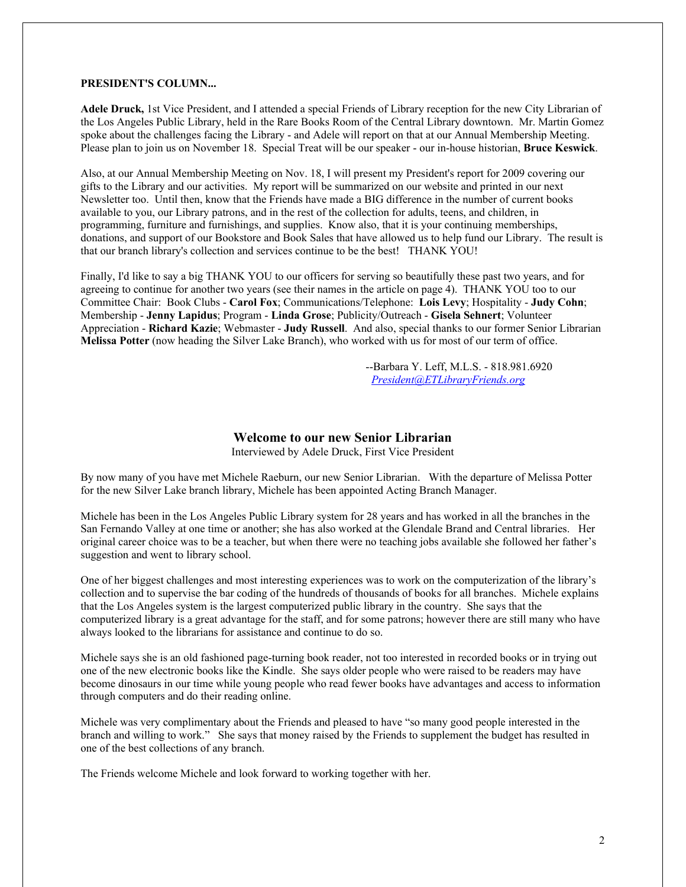**PRESIDENT'S COLUMN...**

**Adele Druck,** 1st Vice President, and I attended a special Friends of Library reception for the new City Librarian of the Los Angeles Public Library, held in the Rare Books Room of the Central Library downtown. Mr. Martin Gomez spoke about the challenges facing the Library - and Adele will report on that at our Annual Membership Meeting. Please plan to join us on November 18. Special Treat will be our speaker - our in-house historian, **Bruce Keswick**.

Also, at our Annual Membership Meeting on Nov. 18, I will present my President's report for 2009 covering our gifts to the Library and our activities. My report will be summarized on our website and printed in our next Newsletter too. Until then, know that the Friends have made a BIG difference in the number of current books available to you, our Library patrons, and in the rest of the collection for adults, teens, and children, in programming, furniture and furnishings, and supplies. Know also, that it is your continuing memberships, donations, and support of our Bookstore and Book Sales that have allowed us to help fund our Library. The result is that our branch library's collection and services continue to be the best! THANK YOU!

Finally, I'd like to say a big THANK YOU to our officers for serving so beautifully these past two years, and for agreeing to continue for another two years (see their names in the article on page 4). THANK YOU too to our Committee Chair: Book Clubs - **Carol Fox**; Communications/Telephone: **Lois Levy**; Hospitality - **Judy Cohn**; Membership - **Jenny Lapidus**; Program - **Linda Grose**; Publicity/Outreach - **Gisela Sehnert**; Volunteer Appreciation - **Richard Kazie**; Webmaster - **Judy Russell**. And also, special thanks to our former Senior Librarian **Melissa Potter** (now heading the Silver Lake Branch), who worked with us for most of our term of office.

--Barbara Y. Leff, M.L.S. - 818.981.6920
*President@ETLibraryFriends.org*

## Welcome to our new Senior Librarian

Interviewed by Adele Druck, First Vice President

By now many of you have met Michele Raeburn, our new Senior Librarian. With the departure of Melissa Potter for the new Silver Lake branch library, Michele has been appointed Acting Branch Manager.

Michele has been in the Los Angeles Public Library system for 28 years and has worked in all the branches in the San Fernando Valley at one time or another; she has also worked at the Glendale Brand and Central libraries. Her original career choice was to be a teacher, but when there were no teaching jobs available she followed her father's suggestion and went to library school.

One of her biggest challenges and most interesting experiences was to work on the computerization of the library's collection and to supervise the bar coding of the hundreds of thousands of books for all branches. Michele explains that the Los Angeles system is the largest computerized public library in the country. She says that the computerized library is a great advantage for the staff, and for some patrons; however there are still many who have always looked to the librarians for assistance and continue to do so.

Michele says she is an old fashioned page-turning book reader, not too interested in recorded books or in trying out one of the new electronic books like the Kindle. She says older people who were raised to be readers may have become dinosaurs in our time while young people who read fewer books have advantages and access to information through computers and do their reading online.

Michele was very complimentary about the Friends and pleased to have "so many good people interested in the branch and willing to work." She says that money raised by the Friends to supplement the budget has resulted in one of the best collections of any branch.

The Friends welcome Michele and look forward to working together with her.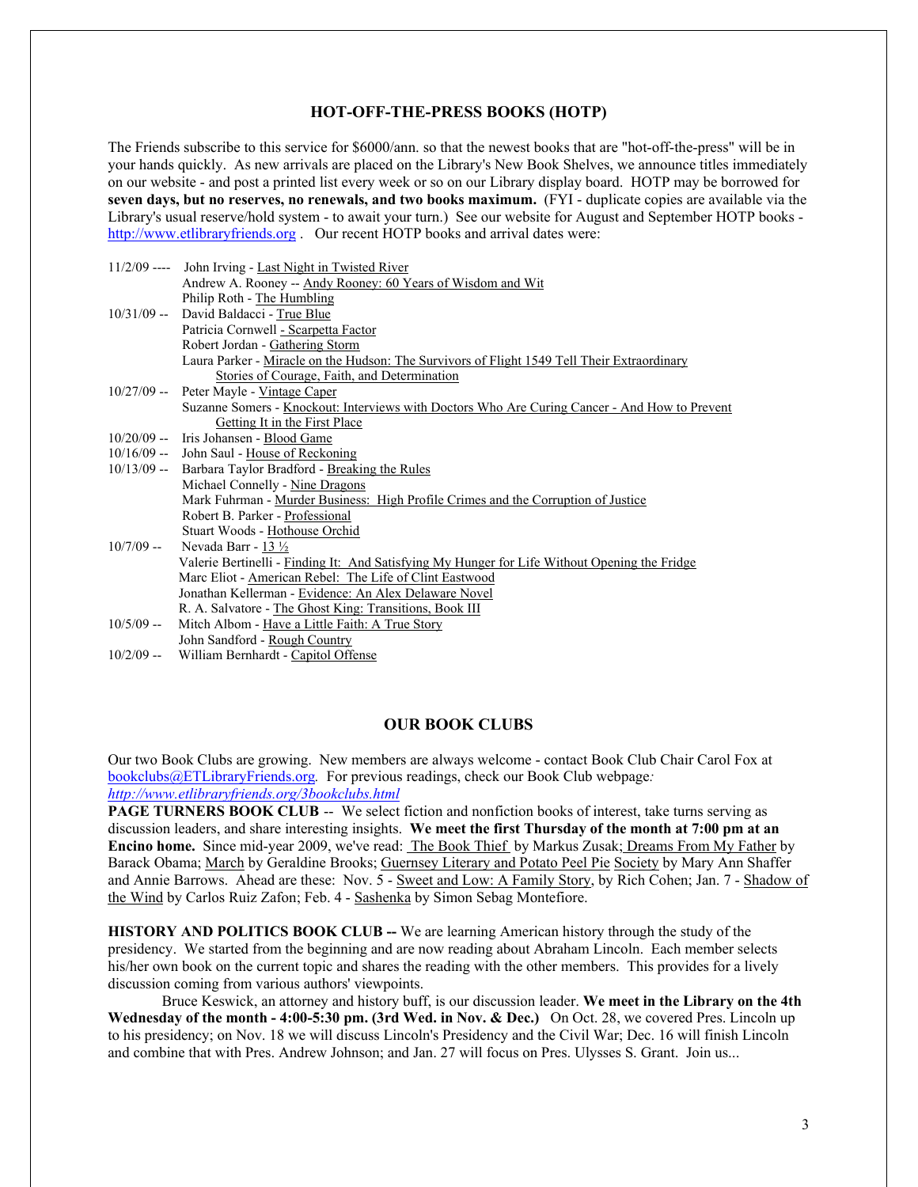## HOT-OFF-THE-PRESS BOOKS (HOTP)

The Friends subscribe to this service for $6000/ann. so that the newest books that are "hot-off-the-press" will be in your hands quickly. As new arrivals are placed on the Library's New Book Shelves, we announce titles immediately on our website - and post a printed list every week or so on our Library display board. HOTP may be borrowed for **seven days, but no reserves, no renewals, and two books maximum.** (FYI - duplicate copies are available via the Library's usual reserve/hold system - to await your turn.) See our website for August and September HOTP books - http://www.etlibraryfriends.org . Our recent HOTP books and arrival dates were:

11/2/09 ---- John Irving - Last Night in Twisted River
Andrew A. Rooney -- Andy Rooney: 60 Years of Wisdom and Wit
Philip Roth - The Humbling
10/31/09 -- David Baldacci - True Blue
Patricia Cornwell - Scarpetta Factor
Robert Jordan - Gathering Storm
Laura Parker - Miracle on the Hudson: The Survivors of Flight 1549 Tell Their Extraordinary Stories of Courage, Faith, and Determination
10/27/09 -- Peter Mayle - Vintage Caper
Suzanne Somers - Knockout: Interviews with Doctors Who Are Curing Cancer - And How to Prevent Getting It in the First Place
10/20/09 -- Iris Johansen - Blood Game
10/16/09 -- John Saul - House of Reckoning
10/13/09 -- Barbara Taylor Bradford - Breaking the Rules
Michael Connelly - Nine Dragons
Mark Fuhrman - Murder Business: High Profile Crimes and the Corruption of Justice
Robert B. Parker - Professional
Stuart Woods - Hothouse Orchid
10/7/09 -- Nevada Barr - 13 ½
Valerie Bertinelli - Finding It: And Satisfying My Hunger for Life Without Opening the Fridge
Marc Eliot - American Rebel: The Life of Clint Eastwood
Jonathan Kellerman - Evidence: An Alex Delaware Novel
R. A. Salvatore - The Ghost King: Transitions, Book III
10/5/09 -- Mitch Albom - Have a Little Faith: A True Story
John Sandford - Rough Country
10/2/09 -- William Bernhardt - Capitol Offense

## OUR BOOK CLUBS

Our two Book Clubs are growing. New members are always welcome - contact Book Club Chair Carol Fox at bookclubs@ETLibraryFriends.org. For previous readings, check our Book Club webpage: *http://www.etlibraryfriends.org/3bookclubs.html*

**PAGE TURNERS BOOK CLUB** -- We select fiction and nonfiction books of interest, take turns serving as discussion leaders, and share interesting insights. **We meet the first Thursday of the month at 7:00 pm at an Encino home.** Since mid-year 2009, we've read: The Book Thief by Markus Zusak; Dreams From My Father by Barack Obama; March by Geraldine Brooks; Guernsey Literary and Potato Peel Pie Society by Mary Ann Shaffer and Annie Barrows. Ahead are these: Nov. 5 - Sweet and Low: A Family Story, by Rich Cohen; Jan. 7 - Shadow of the Wind by Carlos Ruiz Zafon; Feb. 4 - Sashenka by Simon Sebag Montefiore.

**HISTORY AND POLITICS BOOK CLUB --** We are learning American history through the study of the presidency. We started from the beginning and are now reading about Abraham Lincoln. Each member selects his/her own book on the current topic and shares the reading with the other members. This provides for a lively discussion coming from various authors' viewpoints.

Bruce Keswick, an attorney and history buff, is our discussion leader. **We meet in the Library on the 4th Wednesday of the month - 4:00-5:30 pm. (3rd Wed. in Nov. & Dec.)** On Oct. 28, we covered Pres. Lincoln up to his presidency; on Nov. 18 we will discuss Lincoln's Presidency and the Civil War; Dec. 16 will finish Lincoln and combine that with Pres. Andrew Johnson; and Jan. 27 will focus on Pres. Ulysses S. Grant. Join us...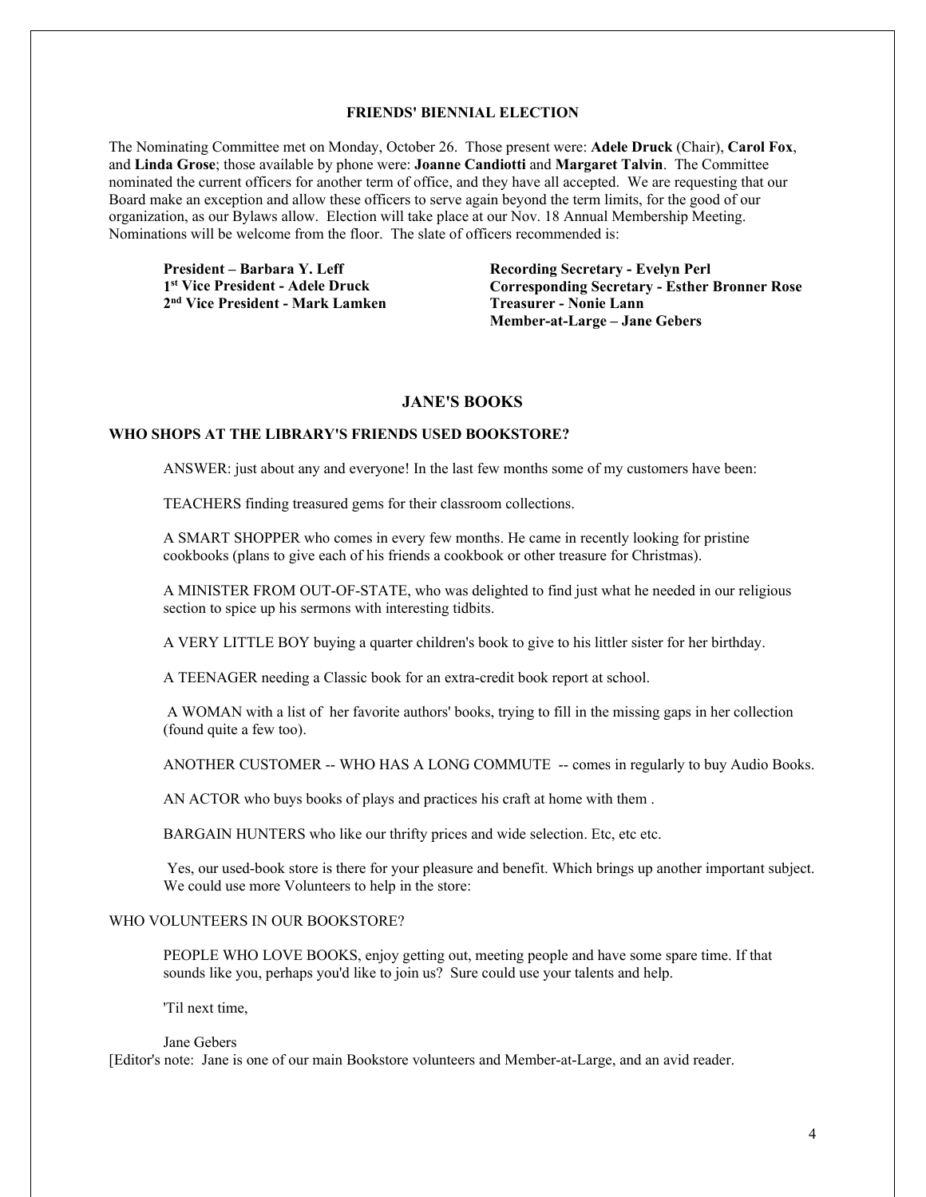## FRIENDS' BIENNIAL ELECTION

The Nominating Committee met on Monday, October 26. Those present were: **Adele Druck** (Chair), **Carol Fox**, and **Linda Grose**; those available by phone were: **Joanne Candiotti** and **Margaret Talvin**. The Committee nominated the current officers for another term of office, and they have all accepted. We are requesting that our Board make an exception and allow these officers to serve again beyond the term limits, for the good of our organization, as our Bylaws allow. Election will take place at our Nov. 18 Annual Membership Meeting. Nominations will be welcome from the floor. The slate of officers recommended is:

**President – Barbara Y. Leff**
**1st Vice President - Adele Druck**
**2nd Vice President - Mark Lamken**
**Recording Secretary - Evelyn Perl**
**Corresponding Secretary - Esther Bronner Rose**
**Treasurer - Nonie Lann**
**Member-at-Large – Jane Gebers**

## JANE'S BOOKS

### WHO SHOPS AT THE LIBRARY'S FRIENDS USED BOOKSTORE?

ANSWER: just about any and everyone! In the last few months some of my customers have been:

TEACHERS finding treasured gems for their classroom collections.

A SMART SHOPPER who comes in every few months. He came in recently looking for pristine cookbooks (plans to give each of his friends a cookbook or other treasure for Christmas).

A MINISTER FROM OUT-OF-STATE, who was delighted to find just what he needed in our religious section to spice up his sermons with interesting tidbits.

A VERY LITTLE BOY buying a quarter children's book to give to his littler sister for her birthday.

A TEENAGER needing a Classic book for an extra-credit book report at school.

A WOMAN with a list of her favorite authors' books, trying to fill in the missing gaps in her collection (found quite a few too).

ANOTHER CUSTOMER -- WHO HAS A LONG COMMUTE -- comes in regularly to buy Audio Books.

AN ACTOR who buys books of plays and practices his craft at home with them .

BARGAIN HUNTERS who like our thrifty prices and wide selection. Etc, etc etc.

Yes, our used-book store is there for your pleasure and benefit. Which brings up another important subject. We could use more Volunteers to help in the store:

WHO VOLUNTEERS IN OUR BOOKSTORE?

PEOPLE WHO LOVE BOOKS, enjoy getting out, meeting people and have some spare time. If that sounds like you, perhaps you'd like to join us? Sure could use your talents and help.

'Til next time,

Jane Gebers

[Editor's note: Jane is one of our main Bookstore volunteers and Member-at-Large, and an avid reader.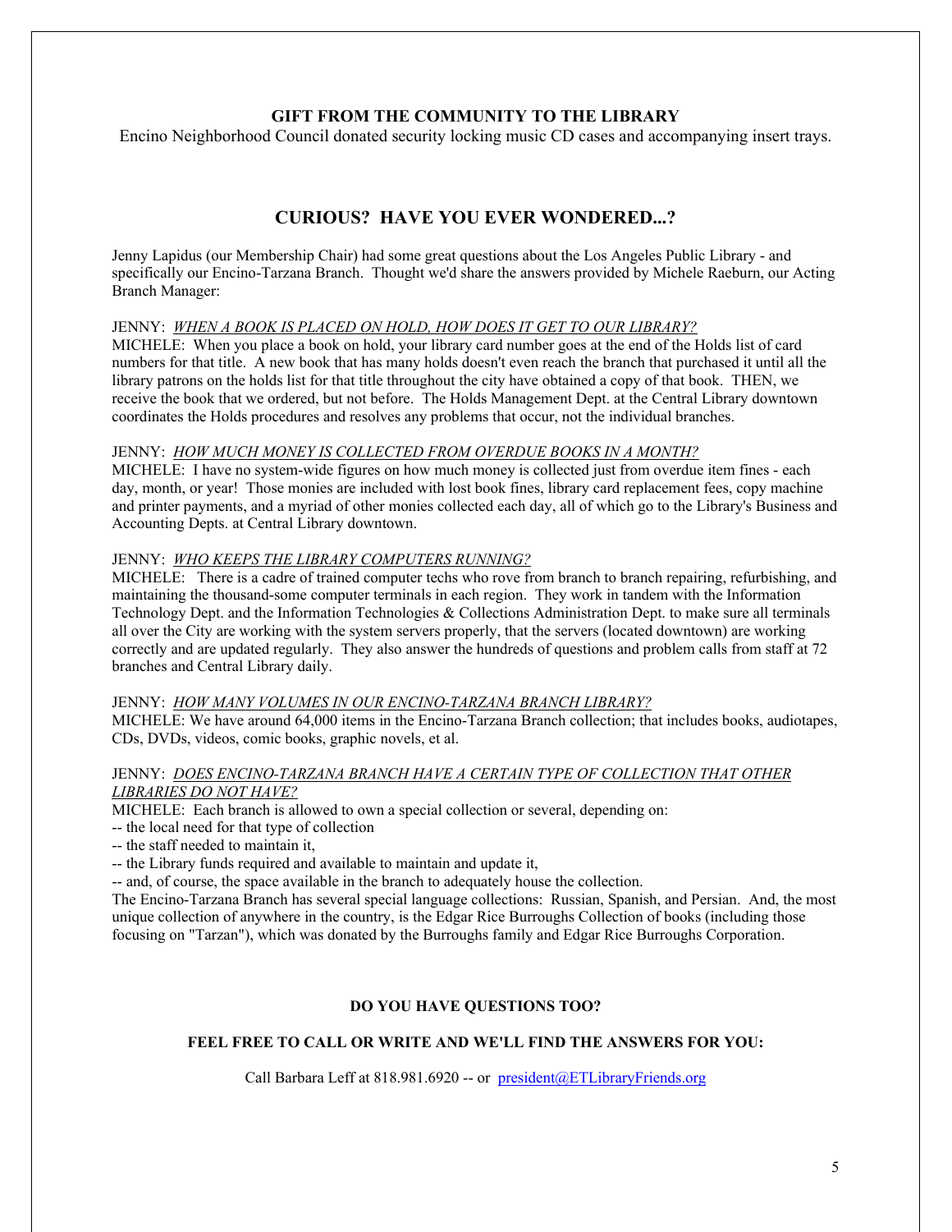**GIFT FROM THE COMMUNITY TO THE LIBRARY**

Encino Neighborhood Council donated security locking music CD cases and accompanying insert trays.

## CURIOUS?  HAVE YOU EVER WONDERED...?

Jenny Lapidus (our Membership Chair) had some great questions about the Los Angeles Public Library - and specifically our Encino-Tarzana Branch.  Thought we'd share the answers provided by Michele Raeburn, our Acting Branch Manager:

JENNY:  *WHEN A BOOK IS PLACED ON HOLD, HOW DOES IT GET TO OUR LIBRARY?*

MICHELE:  When you place a book on hold, your library card number goes at the end of the Holds list of card numbers for that title.  A new book that has many holds doesn't even reach the branch that purchased it until all the library patrons on the holds list for that title throughout the city have obtained a copy of that book.  THEN, we receive the book that we ordered, but not before.  The Holds Management Dept. at the Central Library downtown coordinates the Holds procedures and resolves any problems that occur, not the individual branches.

JENNY:  *HOW MUCH MONEY IS COLLECTED FROM OVERDUE BOOKS IN A MONTH?*

MICHELE:  I have no system-wide figures on how much money is collected just from overdue item fines - each day, month, or year!  Those monies are included with lost book fines, library card replacement fees, copy machine and printer payments, and a myriad of other monies collected each day, all of which go to the Library's Business and Accounting Depts. at Central Library downtown.

JENNY:  *WHO KEEPS THE LIBRARY COMPUTERS RUNNING?*

MICHELE:   There is a cadre of trained computer techs who rove from branch to branch repairing, refurbishing, and maintaining the thousand-some computer terminals in each region.  They work in tandem with the Information Technology Dept. and the Information Technologies & Collections Administration Dept. to make sure all terminals all over the City are working with the system servers properly, that the servers (located downtown) are working correctly and are updated regularly.  They also answer the hundreds of questions and problem calls from staff at 72 branches and Central Library daily.

JENNY:  *HOW MANY VOLUMES IN OUR ENCINO-TARZANA BRANCH LIBRARY?*

MICHELE: We have around 64,000 items in the Encino-Tarzana Branch collection; that includes books, audiotapes, CDs, DVDs, videos, comic books, graphic novels, et al.

JENNY:  *DOES ENCINO-TARZANA BRANCH HAVE A CERTAIN TYPE OF COLLECTION THAT OTHER LIBRARIES DO NOT HAVE?*

MICHELE:  Each branch is allowed to own a special collection or several, depending on:

-- the local need for that type of collection
-- the staff needed to maintain it,
-- the Library funds required and available to maintain and update it,
-- and, of course, the space available in the branch to adequately house the collection.

The Encino-Tarzana Branch has several special language collections:  Russian, Spanish, and Persian.  And, the most unique collection of anywhere in the country, is the Edgar Rice Burroughs Collection of books (including those focusing on "Tarzan"), which was donated by the Burroughs family and Edgar Rice Burroughs Corporation.

**DO YOU HAVE QUESTIONS TOO?**

**FEEL FREE TO CALL OR WRITE AND WE'LL FIND THE ANSWERS FOR YOU:**

Call Barbara Leff at 818.981.6920 -- or  president@ETLibraryFriends.org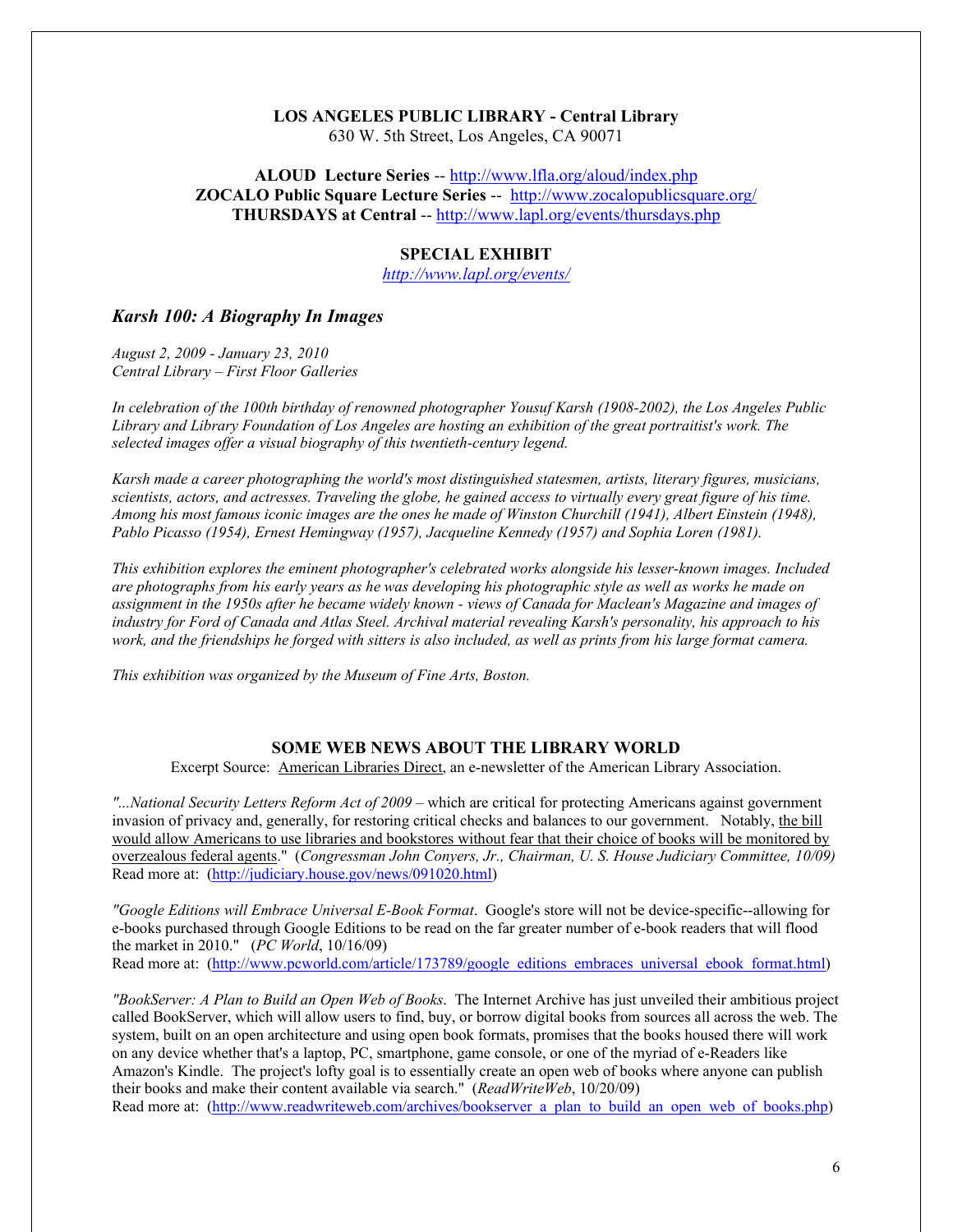**LOS ANGELES PUBLIC LIBRARY - Central Library**
630 W. 5th Street, Los Angeles, CA 90071

**ALOUD Lecture Series** -- http://www.lfla.org/aloud/index.php
**ZOCALO Public Square Lecture Series** -- http://www.zocalopublicsquare.org/
**THURSDAYS at Central** -- http://www.lapl.org/events/thursdays.php

**SPECIAL EXHIBIT**
*http://www.lapl.org/events/*

## *Karsh 100: A Biography In Images*

*August 2, 2009 - January 23, 2010*
*Central Library – First Floor Galleries*

*In celebration of the 100th birthday of renowned photographer Yousuf Karsh (1908-2002), the Los Angeles Public Library and Library Foundation of Los Angeles are hosting an exhibition of the great portraitist's work. The selected images offer a visual biography of this twentieth-century legend.*

*Karsh made a career photographing the world's most distinguished statesmen, artists, literary figures, musicians, scientists, actors, and actresses. Traveling the globe, he gained access to virtually every great figure of his time. Among his most famous iconic images are the ones he made of Winston Churchill (1941), Albert Einstein (1948), Pablo Picasso (1954), Ernest Hemingway (1957), Jacqueline Kennedy (1957) and Sophia Loren (1981).*

*This exhibition explores the eminent photographer's celebrated works alongside his lesser-known images. Included are photographs from his early years as he was developing his photographic style as well as works he made on assignment in the 1950s after he became widely known - views of Canada for Maclean's Magazine and images of industry for Ford of Canada and Atlas Steel. Archival material revealing Karsh's personality, his approach to his work, and the friendships he forged with sitters is also included, as well as prints from his large format camera.*

*This exhibition was organized by the Museum of Fine Arts, Boston.*

**SOME WEB NEWS ABOUT THE LIBRARY WORLD**

Excerpt Source: American Libraries Direct, an e-newsletter of the American Library Association.

*"...National Security Letters Reform Act of 2009* – which are critical for protecting Americans against government invasion of privacy and, generally, for restoring critical checks and balances to our government. Notably, the bill would allow Americans to use libraries and bookstores without fear that their choice of books will be monitored by overzealous federal agents." (*Congressman John Conyers, Jr., Chairman, U. S. House Judiciary Committee, 10/09)*
Read more at: (http://judiciary.house.gov/news/091020.html)

*"Google Editions will Embrace Universal E-Book Format*. Google's store will not be device-specific--allowing for e-books purchased through Google Editions to be read on the far greater number of e-book readers that will flood the market in 2010." (*PC World*, 10/16/09)
Read more at: (http://www.pcworld.com/article/173789/google_editions_embraces_universal_ebook_format.html)

*"BookServer: A Plan to Build an Open Web of Books*. The Internet Archive has just unveiled their ambitious project called BookServer, which will allow users to find, buy, or borrow digital books from sources all across the web. The system, built on an open architecture and using open book formats, promises that the books housed there will work on any device whether that's a laptop, PC, smartphone, game console, or one of the myriad of e-Readers like Amazon's Kindle. The project's lofty goal is to essentially create an open web of books where anyone can publish their books and make their content available via search." (*ReadWriteWeb*, 10/20/09)
Read more at: (http://www.readwriteweb.com/archives/bookserver_a_plan_to_build_an_open_web_of_books.php)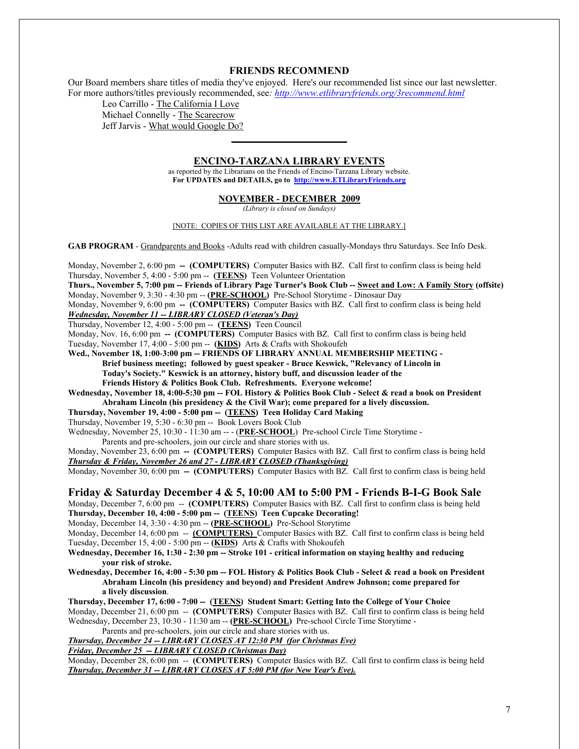## FRIENDS RECOMMEND

Our Board members share titles of media they've enjoyed. Here's our recommended list since our last newsletter. For more authors/titles previously recommended, see*: http://www.etlibraryfriends.org/3recommend.html*

Leo Carrillo - The California I Love
Michael Connelly - The Scarecrow
Jeff Jarvis - What would Google Do?

---

## ENCINO-TARZANA LIBRARY EVENTS

as reported by the Librarians on the Friends of Encino-Tarzana Library website.
**For UPDATES and DETAILS, go to http://www.ETLibraryFriends.org**

### NOVEMBER - DECEMBER 2009

*(Library is closed on Sundays)*

[NOTE: COPIES OF THIS LIST ARE AVAILABLE AT THE LIBRARY.]

**GAB PROGRAM** - Grandparents and Books -Adults read with children casually-Mondays thru Saturdays. See Info Desk.

Monday, November 2, 6:00 pm **-- (COMPUTERS)** Computer Basics with BZ. Call first to confirm class is being held
Thursday, November 5, 4:00 - 5:00 pm -- **(TEENS)** Teen Volunteer Orientation
**Thurs., November 5, 7:00 pm -- Friends of Library Page Turner's Book Club -- Sweet and Low: A Family Story (offsite)**
Monday, November 9, 3:30 - 4:30 pm -- **(PRE-SCHOOL)** Pre-School Storytime - Dinosaur Day
Monday, November 9, 6:00 pm **-- (COMPUTERS)** Computer Basics with BZ. Call first to confirm class is being held
***Wednesday, November 11 -- LIBRARY CLOSED (Veteran's Day)***
Thursday, November 12, 4:00 - 5:00 pm -- **(TEENS)** Teen Council
Monday, Nov. 16, 6:00 pm **-- (COMPUTERS)** Computer Basics with BZ. Call first to confirm class is being held
Tuesday, November 17, 4:00 - 5:00 pm -- **(KIDS)** Arts & Crafts with Shokoufeh
**Wed., November 18, 1:00-3:00 pm -- FRIENDS OF LIBRARY ANNUAL MEMBERSHIP MEETING - Brief business meeting; followed by guest speaker - Bruce Keswick, "Relevancy of Lincoln in Today's Society." Keswick is an attorney, history buff, and discussion leader of the Friends History & Politics Book Club. Refreshments. Everyone welcome!**
**Wednesday, November 18, 4:00-5:30 pm -- FOL History & Politics Book Club - Select & read a book on President Abraham Lincoln (his presidency & the Civil War); come prepared for a lively discussion.**
**Thursday, November 19, 4:00 - 5:00 pm -- (TEENS) Teen Holiday Card Making**
Thursday, November 19, 5:30 - 6:30 pm -- Book Lovers Book Club
Wednesday, November 25, 10:30 - 11:30 am -- - (**PRE-SCHOOL**) Pre-school Circle Time Storytime - Parents and pre-schoolers, join our circle and share stories with us.
Monday, November 23, 6:00 pm **-- (COMPUTERS)** Computer Basics with BZ. Call first to confirm class is being held
***Thursday & Friday, November 26 and 27 - LIBRARY CLOSED (Thanksgiving)***
Monday, November 30, 6:00 pm **-- (COMPUTERS)** Computer Basics with BZ. Call first to confirm class is being held

### Friday & Saturday December 4 & 5, 10:00 AM to 5:00 PM - Friends B-I-G Book Sale

Monday, December 7, 6:00 pm -- **(COMPUTERS)** Computer Basics with BZ. Call first to confirm class is being held
**Thursday, December 10, 4:00 - 5:00 pm -- (TEENS) Teen Cupcake Decorating!**
Monday, December 14, 3:30 - 4:30 pm -- **(PRE-SCHOOL)** Pre-School Storytime
Monday, December 14, 6:00 pm -- **(COMPUTERS)** Computer Basics with BZ. Call first to confirm class is being held
Tuesday, December 15, 4:00 - 5:00 pm -- **(KIDS)** Arts & Crafts with Shokoufeh
**Wednesday, December 16, 1:30 - 2:30 pm -- Stroke 101 - critical information on staying healthy and reducing your risk of stroke.**
**Wednesday, December 16, 4:00 - 5:30 pm -- FOL History & Politics Book Club - Select & read a book on President Abraham Lincoln (his presidency and beyond) and President Andrew Johnson; come prepared for a lively discussion**.
**Thursday, December 17, 6:00 - 7:00 -- (TEENS) Student Smart: Getting Into the College of Your Choice**
Monday, December 21, 6:00 pm -- **(COMPUTERS)** Computer Basics with BZ. Call first to confirm class is being held
Wednesday, December 23, 10:30 - 11:30 am -- **(PRE-SCHOOL)** Pre-school Circle Time Storytime - Parents and pre-schoolers, join our circle and share stories with us.
***Thursday, December 24 -- LIBRARY CLOSES AT 12:30 PM (for Christmas Eve)***
***Friday, December 25 -- LIBRARY CLOSED (Christmas Day)***
Monday, December 28, 6:00 pm -- **(COMPUTERS)** Computer Basics with BZ. Call first to confirm class is being held
***Thursday, December 31 -- LIBRARY CLOSES AT 5:00 PM (for New Year's Eve).***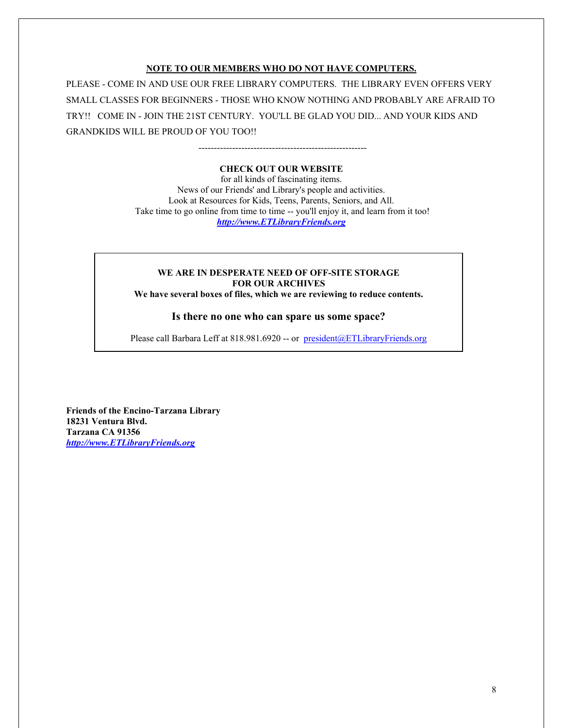**NOTE TO OUR MEMBERS WHO DO NOT HAVE COMPUTERS.**

PLEASE - COME IN AND USE OUR FREE LIBRARY COMPUTERS. THE LIBRARY EVEN OFFERS VERY SMALL CLASSES FOR BEGINNERS - THOSE WHO KNOW NOTHING AND PROBABLY ARE AFRAID TO TRY!! COME IN - JOIN THE 21ST CENTURY. YOU'LL BE GLAD YOU DID... AND YOUR KIDS AND GRANDKIDS WILL BE PROUD OF YOU TOO!!

-------------------------------------------------------

**CHECK OUT OUR WEBSITE**

for all kinds of fascinating items.
News of our Friends' and Library's people and activities.
Look at Resources for Kids, Teens, Parents, Seniors, and All.
Take time to go online from time to time -- you'll enjoy it, and learn from it too!
***http://www.ETLibraryFriends.org***

**WE ARE IN DESPERATE NEED OF OFF-SITE STORAGE FOR OUR ARCHIVES**
**We have several boxes of files, which we are reviewing to reduce contents.**

**Is there no one who can spare us some space?**

Please call Barbara Leff at 818.981.6920 -- or president@ETLibraryFriends.org

**Friends of the Encino-Tarzana Library**
**18231 Ventura Blvd.**
**Tarzana CA 91356**
***http://www.ETLibraryFriends.org***